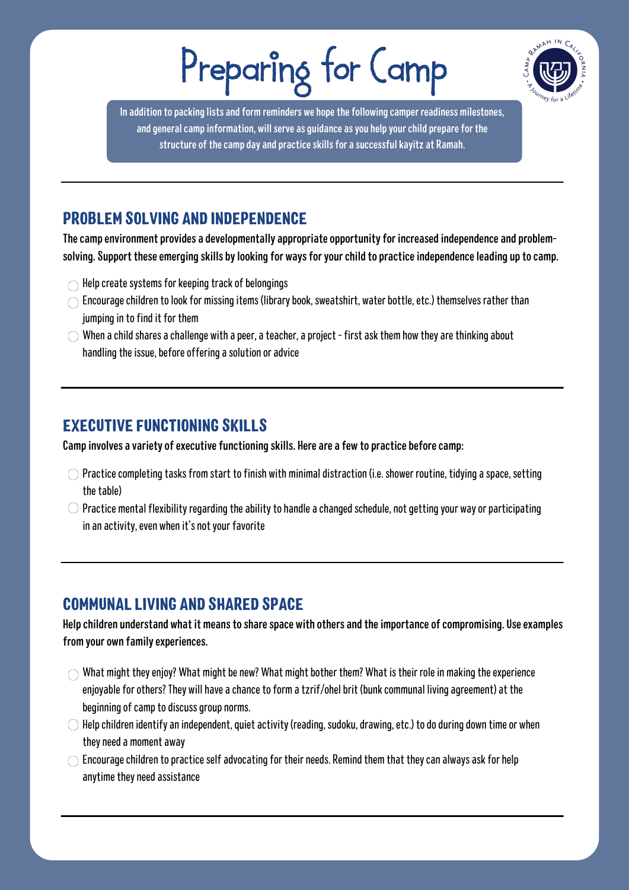# Preparing for Camp

In addition to packing lists and form reminders we hope the following camper readiness milestones, and general camp information, will serve as guidance as you help your child prepare for the structure of the camp day and practice skills for a successful kayitz at Ramah.

## PROBLEM SOLVING AND INDEPENDENCE

The camp environment provides a developmentally appropriate opportunity for increased independence and problem-solving. Support these emerging skills by looking for ways for your child to practice independence leading up to camp.

- Help create systems for keeping track of belongings
- Encourage children to look for missing items (library book, sweatshirt, water bottle, etc.) themselves rather than jumping in to find it for them
- When a child shares a challenge with a peer, a teacher, a project - first ask them how they are thinking about handling the issue, before offering a solution or advice

## EXECUTIVE FUNCTIONING SKILLS

Camp involves a variety of executive functioning skills. Here are a few to practice before camp:

- Practice completing tasks from start to finish with minimal distraction (i.e. shower routine, tidying a space, setting the table)
- Practice mental flexibility regarding the ability to handle a changed schedule, not getting your way or participating in an activity, even when it's not your favorite

## COMMUNAL LIVING AND SHARED SPACE

Help children understand what it means to share space with others and the importance of compromising. Use examples from your own family experiences.

- What might they enjoy? What might be new? What might bother them? What is their role in making the experience enjoyable for others? They will have a chance to form a tzrif/ohel brit (bunk communal living agreement) at the beginning of camp to discuss group norms.
- Help children identify an independent, quiet activity (reading, sudoku, drawing, etc.) to do during down time or when they need a moment away
- Encourage children to practice self advocating for their needs. Remind them that they can always ask for help anytime they need assistance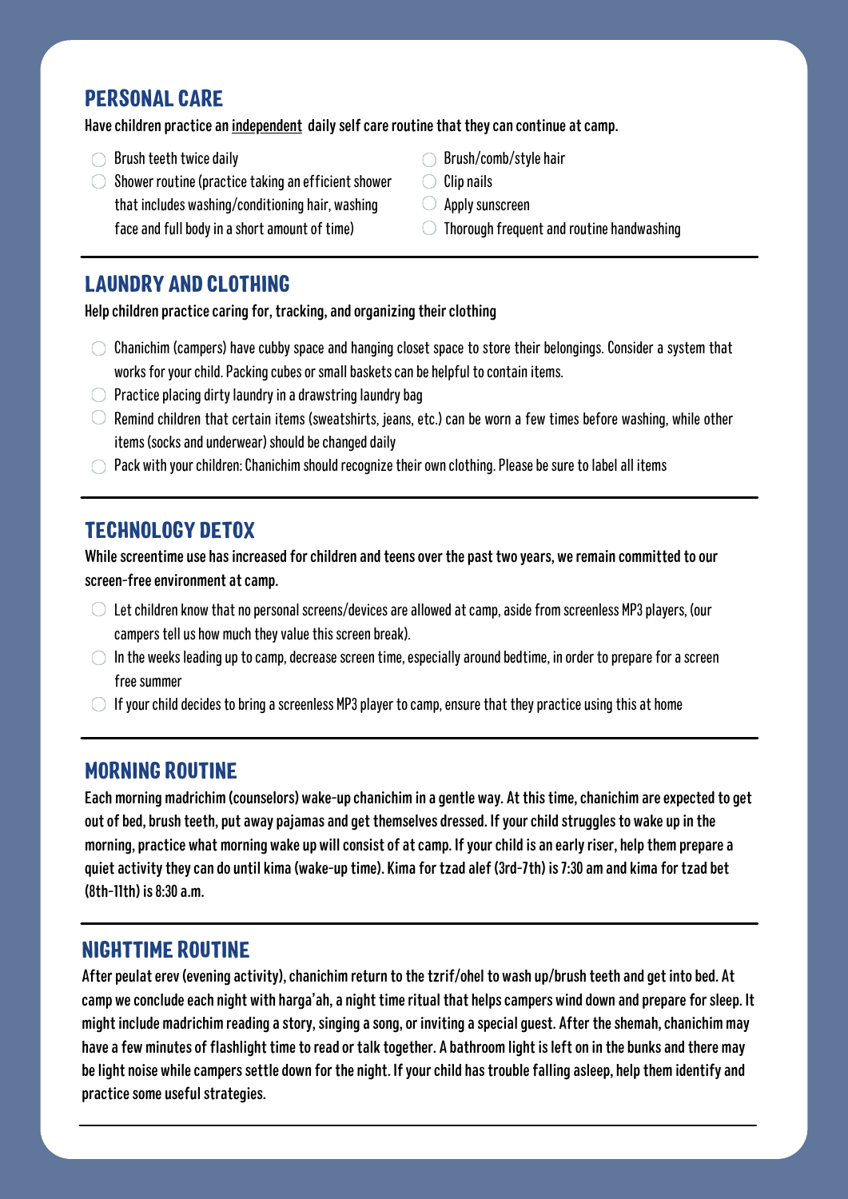## PERSONAL CARE

Have children practice an <u>independent</u> daily self care routine that they can continue at camp.

- Brush teeth twice daily
- Shower routine (practice taking an efficient shower that includes washing/conditioning hair, washing face and full body in a short amount of time)
- Brush/comb/style hair
- Clip nails
- Apply sunscreen
- Thorough frequent and routine handwashing

## LAUNDRY AND CLOTHING

Help children practice caring for, tracking, and organizing their clothing

- Chanichim (campers) have cubby space and hanging closet space to store their belongings. Consider a system that works for your child. Packing cubes or small baskets can be helpful to contain items.
- Practice placing dirty laundry in a drawstring laundry bag
- Remind children that certain items (sweatshirts, jeans, etc.) can be worn a few times before washing, while other items (socks and underwear) should be changed daily
- Pack with your children: Chanichim should recognize their own clothing. Please be sure to label all items

## TECHNOLOGY DETOX

While screentime use has increased for children and teens over the past two years, we remain committed to our screen-free environment at camp.

- Let children know that no personal screens/devices are allowed at camp, aside from screenless MP3 players, (our campers tell us how much they value this screen break).
- In the weeks leading up to camp, decrease screen time, especially around bedtime, in order to prepare for a screen free summer
- If your child decides to bring a screenless MP3 player to camp, ensure that they practice using this at home

## MORNING ROUTINE

Each morning madrichim (counselors) wake-up chanichim in a gentle way. At this time, chanichim are expected to get out of bed, brush teeth, put away pajamas and get themselves dressed. If your child struggles to wake up in the morning, practice what morning wake up will consist of at camp. If your child is an early riser, help them prepare a quiet activity they can do until kima (wake-up time). Kima for tzad alef (3rd-7th) is 7:30 am and kima for tzad bet (8th-11th) is 8:30 a.m.

## NIGHTTIME ROUTINE

After peulat erev (evening activity), chanichim return to the tzrif/ohel to wash up/brush teeth and get into bed. At camp we conclude each night with harga'ah, a night time ritual that helps campers wind down and prepare for sleep. It might include madrichim reading a story, singing a song, or inviting a special guest. After the shemah, chanichim may have a few minutes of flashlight time to read or talk together. A bathroom light is left on in the bunks and there may be light noise while campers settle down for the night. If your child has trouble falling asleep, help them identify and practice some useful strategies.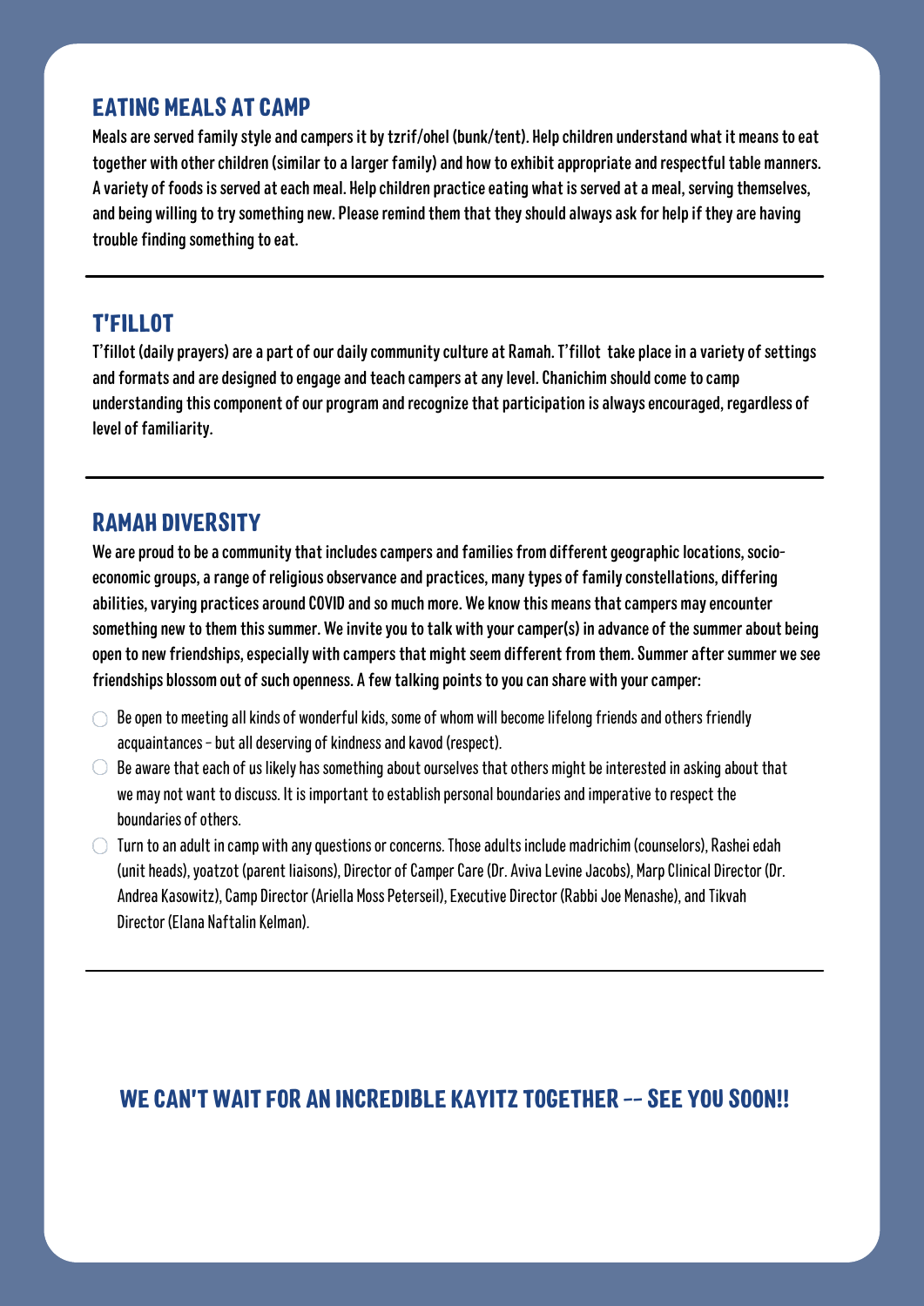## EATING MEALS AT CAMP

Meals are served family style and campers it by tzrif/ohel (bunk/tent). Help children understand what it means to eat together with other children (similar to a larger family) and how to exhibit appropriate and respectful table manners. A variety of foods is served at each meal. Help children practice eating what is served at a meal, serving themselves, and being willing to try something new. Please remind them that they should always ask for help if they are having trouble finding something to eat.

---

## T'FILLOT

T'fillot (daily prayers) are a part of our daily community culture at Ramah. T'fillot take place in a variety of settings and formats and are designed to engage and teach campers at any level. Chanichim should come to camp understanding this component of our program and recognize that participation is always encouraged, regardless of level of familiarity.

---

## RAMAH DIVERSITY

We are proud to be a community that includes campers and families from different geographic locations, socio-economic groups, a range of religious observance and practices, many types of family constellations, differing abilities, varying practices around COVID and so much more. We know this means that campers may encounter something new to them this summer. We invite you to talk with your camper(s) in advance of the summer about being open to new friendships, especially with campers that might seem different from them. Summer after summer we see friendships blossom out of such openness. A few talking points to you can share with your camper:

- Be open to meeting all kinds of wonderful kids, some of whom will become lifelong friends and others friendly acquaintances – but all deserving of kindness and kavod (respect).
- Be aware that each of us likely has something about ourselves that others might be interested in asking about that we may not want to discuss. It is important to establish personal boundaries and imperative to respect the boundaries of others.
- Turn to an adult in camp with any questions or concerns. Those adults include madrichim (counselors), Rashei edah (unit heads), yoatzot (parent liaisons), Director of Camper Care (Dr. Aviva Levine Jacobs), Marp Clinical Director (Dr. Andrea Kasowitz), Camp Director (Ariella Moss Peterseil), Executive Director (Rabbi Joe Menashe), and Tikvah Director (Elana Naftalin Kelman).

---

## WE CAN'T WAIT FOR AN INCREDIBLE KAYITZ TOGETHER -- SEE YOU SOON!!